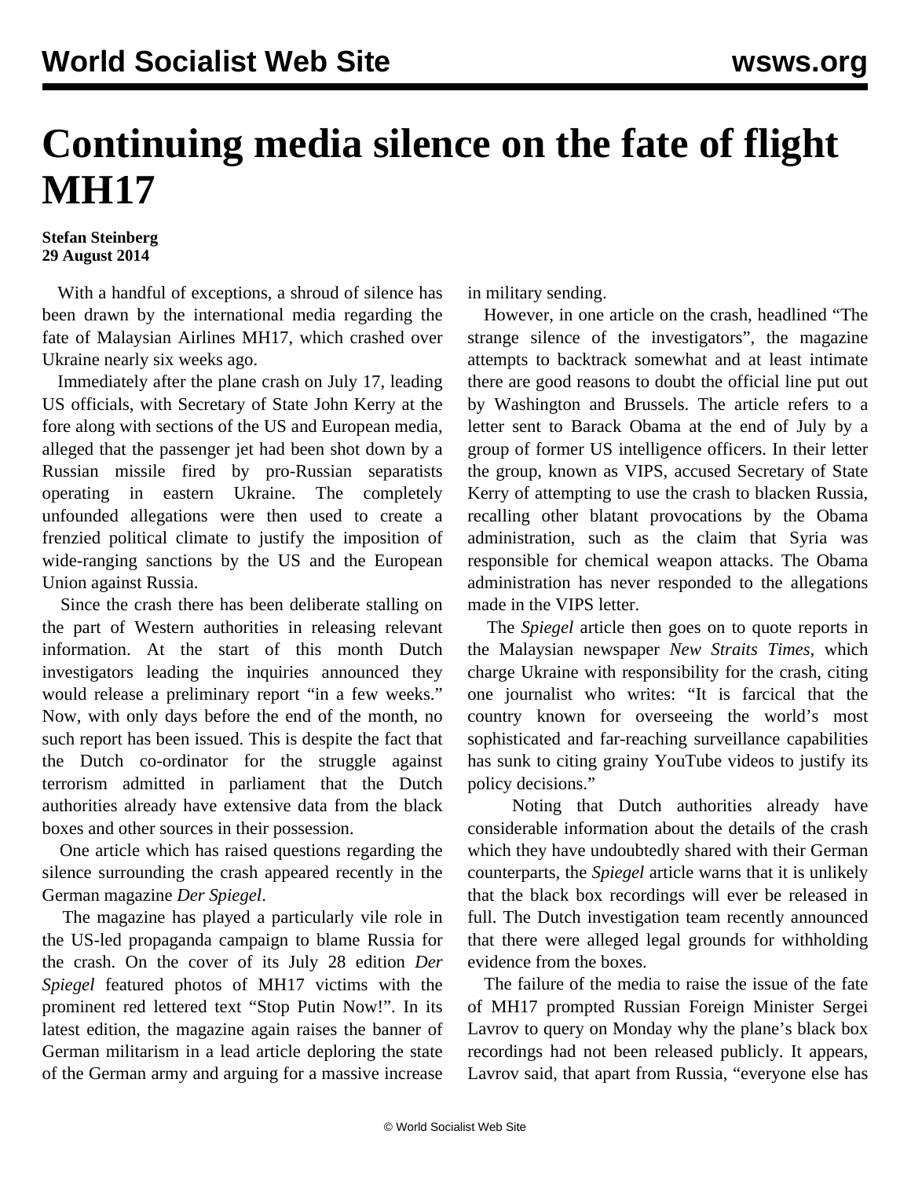# Continuing media silence on the fate of flight MH17

**Stefan Steinberg**
**29 August 2014**

With a handful of exceptions, a shroud of silence has been drawn by the international media regarding the fate of Malaysian Airlines MH17, which crashed over Ukraine nearly six weeks ago.

Immediately after the plane crash on July 17, leading US officials, with Secretary of State John Kerry at the fore along with sections of the US and European media, alleged that the passenger jet had been shot down by a Russian missile fired by pro-Russian separatists operating in eastern Ukraine. The completely unfounded allegations were then used to create a frenzied political climate to justify the imposition of wide-ranging sanctions by the US and the European Union against Russia.

Since the crash there has been deliberate stalling on the part of Western authorities in releasing relevant information. At the start of this month Dutch investigators leading the inquiries announced they would release a preliminary report "in a few weeks." Now, with only days before the end of the month, no such report has been issued. This is despite the fact that the Dutch co-ordinator for the struggle against terrorism admitted in parliament that the Dutch authorities already have extensive data from the black boxes and other sources in their possession.

One article which has raised questions regarding the silence surrounding the crash appeared recently in the German magazine *Der Spiegel*.

The magazine has played a particularly vile role in the US-led propaganda campaign to blame Russia for the crash. On the cover of its July 28 edition *Der Spiegel* featured photos of MH17 victims with the prominent red lettered text "Stop Putin Now!". In its latest edition, the magazine again raises the banner of German militarism in a lead article deploring the state of the German army and arguing for a massive increase in military sending.

However, in one article on the crash, headlined "The strange silence of the investigators", the magazine attempts to backtrack somewhat and at least intimate there are good reasons to doubt the official line put out by Washington and Brussels. The article refers to a letter sent to Barack Obama at the end of July by a group of former US intelligence officers. In their letter the group, known as VIPS, accused Secretary of State Kerry of attempting to use the crash to blacken Russia, recalling other blatant provocations by the Obama administration, such as the claim that Syria was responsible for chemical weapon attacks. The Obama administration has never responded to the allegations made in the VIPS letter.

The *Spiegel* article then goes on to quote reports in the Malaysian newspaper *New Straits Times*, which charge Ukraine with responsibility for the crash, citing one journalist who writes: "It is farcical that the country known for overseeing the world's most sophisticated and far-reaching surveillance capabilities has sunk to citing grainy YouTube videos to justify its policy decisions."

Noting that Dutch authorities already have considerable information about the details of the crash which they have undoubtedly shared with their German counterparts, the *Spiegel* article warns that it is unlikely that the black box recordings will ever be released in full. The Dutch investigation team recently announced that there were alleged legal grounds for withholding evidence from the boxes.

The failure of the media to raise the issue of the fate of MH17 prompted Russian Foreign Minister Sergei Lavrov to query on Monday why the plane's black box recordings had not been released publicly. It appears, Lavrov said, that apart from Russia, "everyone else has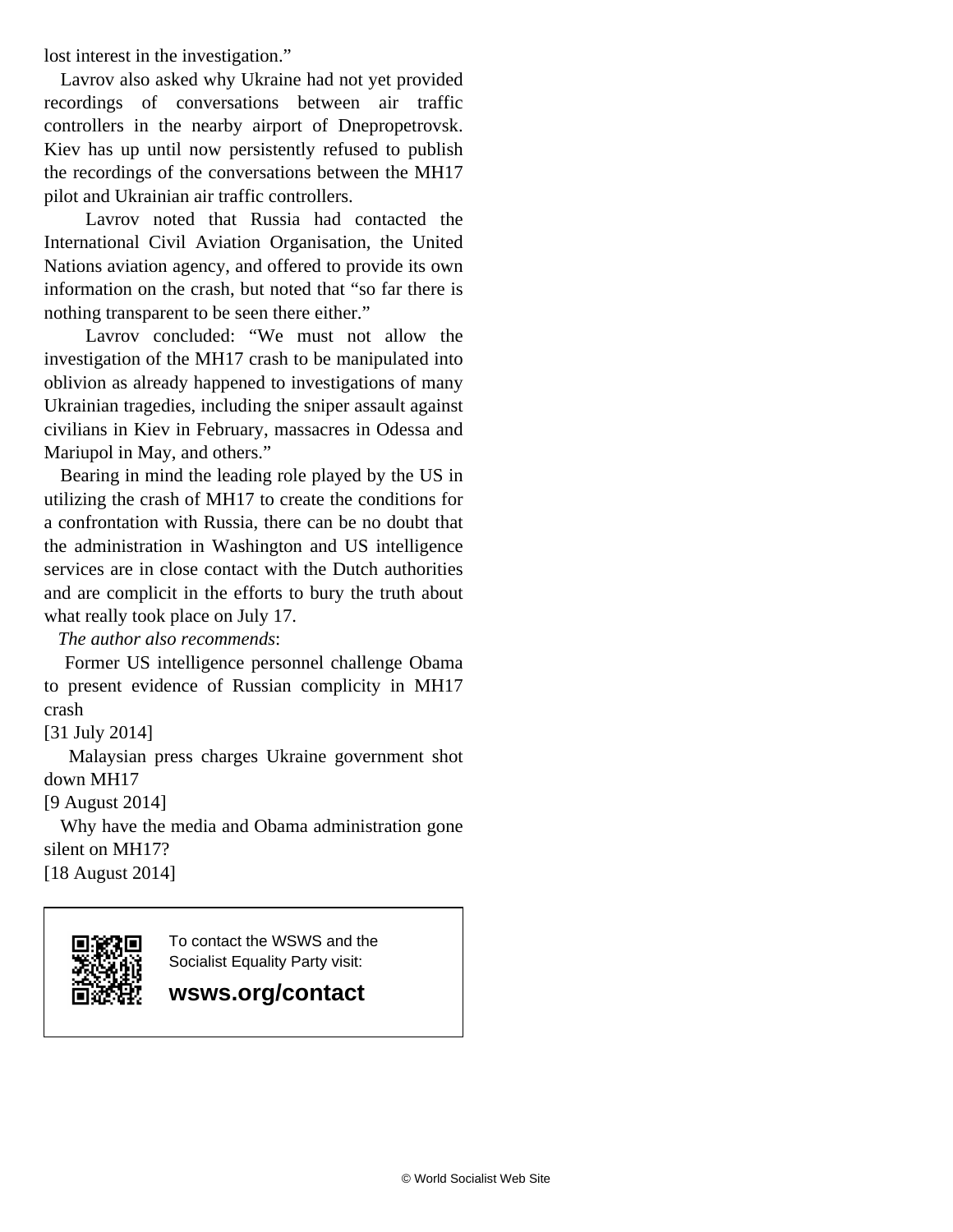lost interest in the investigation."

Lavrov also asked why Ukraine had not yet provided recordings of conversations between air traffic controllers in the nearby airport of Dnepropetrovsk. Kiev has up until now persistently refused to publish the recordings of the conversations between the MH17 pilot and Ukrainian air traffic controllers.

Lavrov noted that Russia had contacted the International Civil Aviation Organisation, the United Nations aviation agency, and offered to provide its own information on the crash, but noted that "so far there is nothing transparent to be seen there either."

Lavrov concluded: "We must not allow the investigation of the MH17 crash to be manipulated into oblivion as already happened to investigations of many Ukrainian tragedies, including the sniper assault against civilians in Kiev in February, massacres in Odessa and Mariupol in May, and others."

Bearing in mind the leading role played by the US in utilizing the crash of MH17 to create the conditions for a confrontation with Russia, there can be no doubt that the administration in Washington and US intelligence services are in close contact with the Dutch authorities and are complicit in the efforts to bury the truth about what really took place on July 17.

*The author also recommends*:

Former US intelligence personnel challenge Obama to present evidence of Russian complicity in MH17 crash
[31 July 2014]

Malaysian press charges Ukraine government shot down MH17
[9 August 2014]

Why have the media and Obama administration gone silent on MH17?
[18 August 2014]

To contact the WSWS and the Socialist Equality Party visit:

**wsws.org/contact**